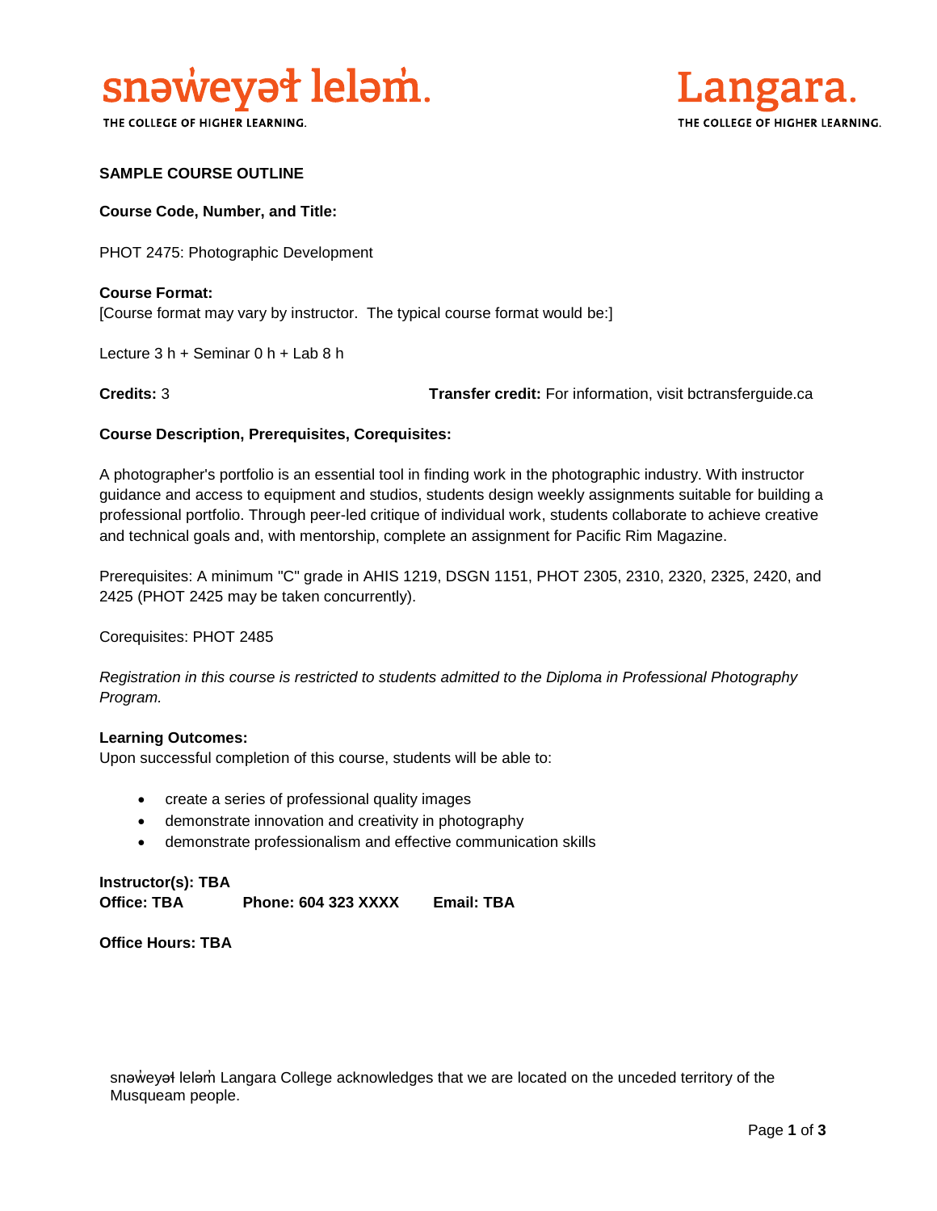snəw̓eyəɬ leləm̓.

THE COLLEGE OF HIGHER LEARNING.

Langara.

THE COLLEGE OF HIGHER LEARNING.

**SAMPLE COURSE OUTLINE**

**Course Code, Number, and Title:**

PHOT 2475: Photographic Development

**Course Format:**
[Course format may vary by instructor. The typical course format would be:]

Lecture 3 h + Seminar 0 h + Lab 8 h

**Credits:** 3

**Transfer credit:** For information, visit bctransferguide.ca

**Course Description, Prerequisites, Corequisites:**

A photographer's portfolio is an essential tool in finding work in the photographic industry. With instructor guidance and access to equipment and studios, students design weekly assignments suitable for building a professional portfolio. Through peer-led critique of individual work, students collaborate to achieve creative and technical goals and, with mentorship, complete an assignment for Pacific Rim Magazine.

Prerequisites: A minimum "C" grade in AHIS 1219, DSGN 1151, PHOT 2305, 2310, 2320, 2325, 2420, and 2425 (PHOT 2425 may be taken concurrently).

Corequisites: PHOT 2485

*Registration in this course is restricted to students admitted to the Diploma in Professional Photography Program.*

**Learning Outcomes:**
Upon successful completion of this course, students will be able to:

- create a series of professional quality images
- demonstrate innovation and creativity in photography
- demonstrate professionalism and effective communication skills

**Instructor(s): TBA**
**Office: TBA** **Phone: 604 323 XXXX** **Email: TBA**

**Office Hours: TBA**

snəw̓eyəɬ leləm̓ Langara College acknowledges that we are located on the unceded territory of the Musqueam people.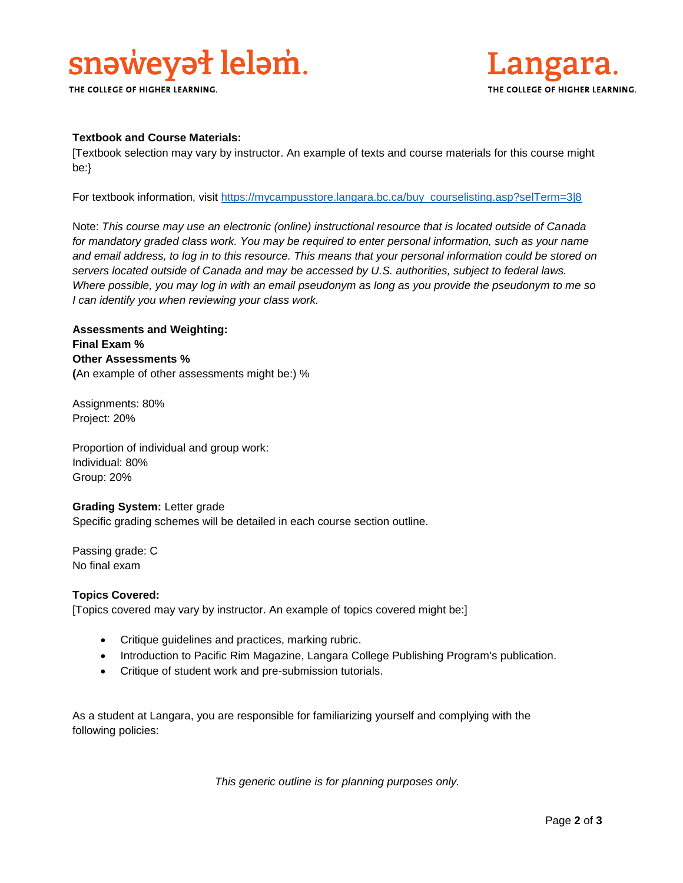**Textbook and Course Materials:**
[Textbook selection may vary by instructor. An example of texts and course materials for this course might be:}

For textbook information, visit https://mycampusstore.langara.bc.ca/buy_courselisting.asp?selTerm=3|8

Note: *This course may use an electronic (online) instructional resource that is located outside of Canada for mandatory graded class work. You may be required to enter personal information, such as your name and email address, to log in to this resource. This means that your personal information could be stored on servers located outside of Canada and may be accessed by U.S. authorities, subject to federal laws. Where possible, you may log in with an email pseudonym as long as you provide the pseudonym to me so I can identify you when reviewing your class work.*

**Assessments and Weighting:**
**Final Exam %**
**Other Assessments %**
**(**An example of other assessments might be:) %

Assignments: 80%
Project: 20%

Proportion of individual and group work:
Individual: 80%
Group: 20%

**Grading System:** Letter grade
Specific grading schemes will be detailed in each course section outline.

Passing grade: C
No final exam

**Topics Covered:**
[Topics covered may vary by instructor. An example of topics covered might be:]

- Critique guidelines and practices, marking rubric.
- Introduction to Pacific Rim Magazine, Langara College Publishing Program's publication.
- Critique of student work and pre-submission tutorials.

As a student at Langara, you are responsible for familiarizing yourself and complying with the following policies:

*This generic outline is for planning purposes only.*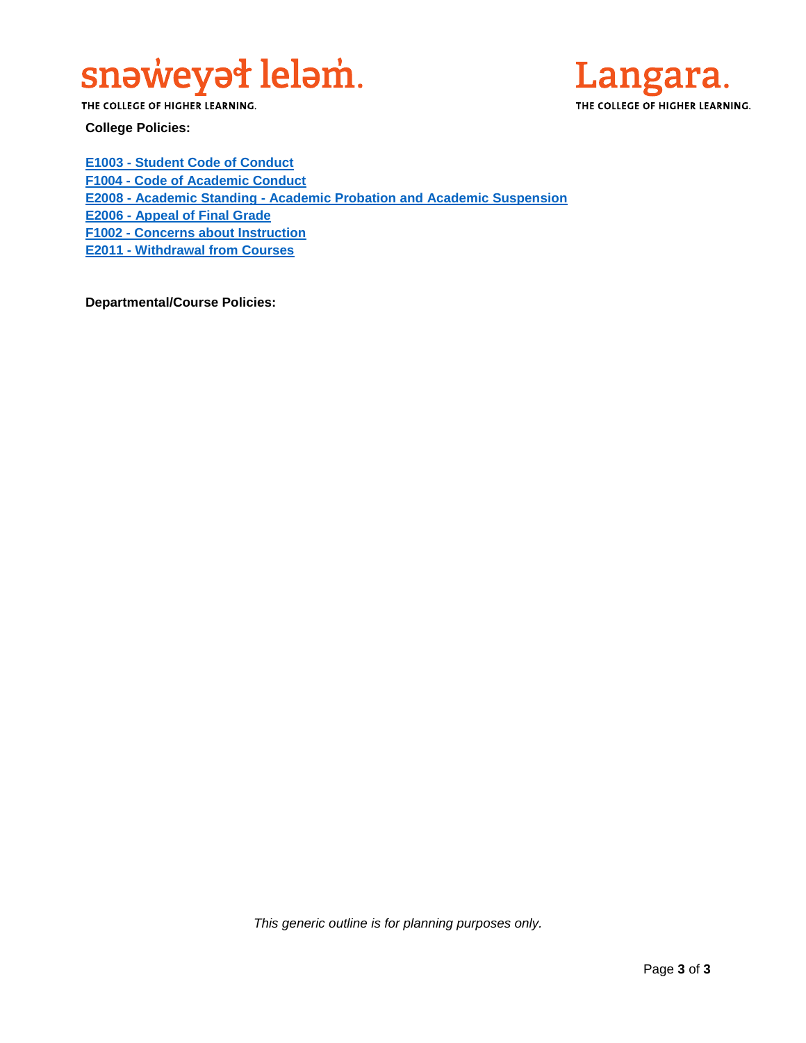**College Policies:**

**E1003 - Student Code of Conduct**
**F1004 - Code of Academic Conduct**
**E2008 - Academic Standing - Academic Probation and Academic Suspension**
**E2006 - Appeal of Final Grade**
**F1002 - Concerns about Instruction**
**E2011 - Withdrawal from Courses**

**Departmental/Course Policies:**

*This generic outline is for planning purposes only.*